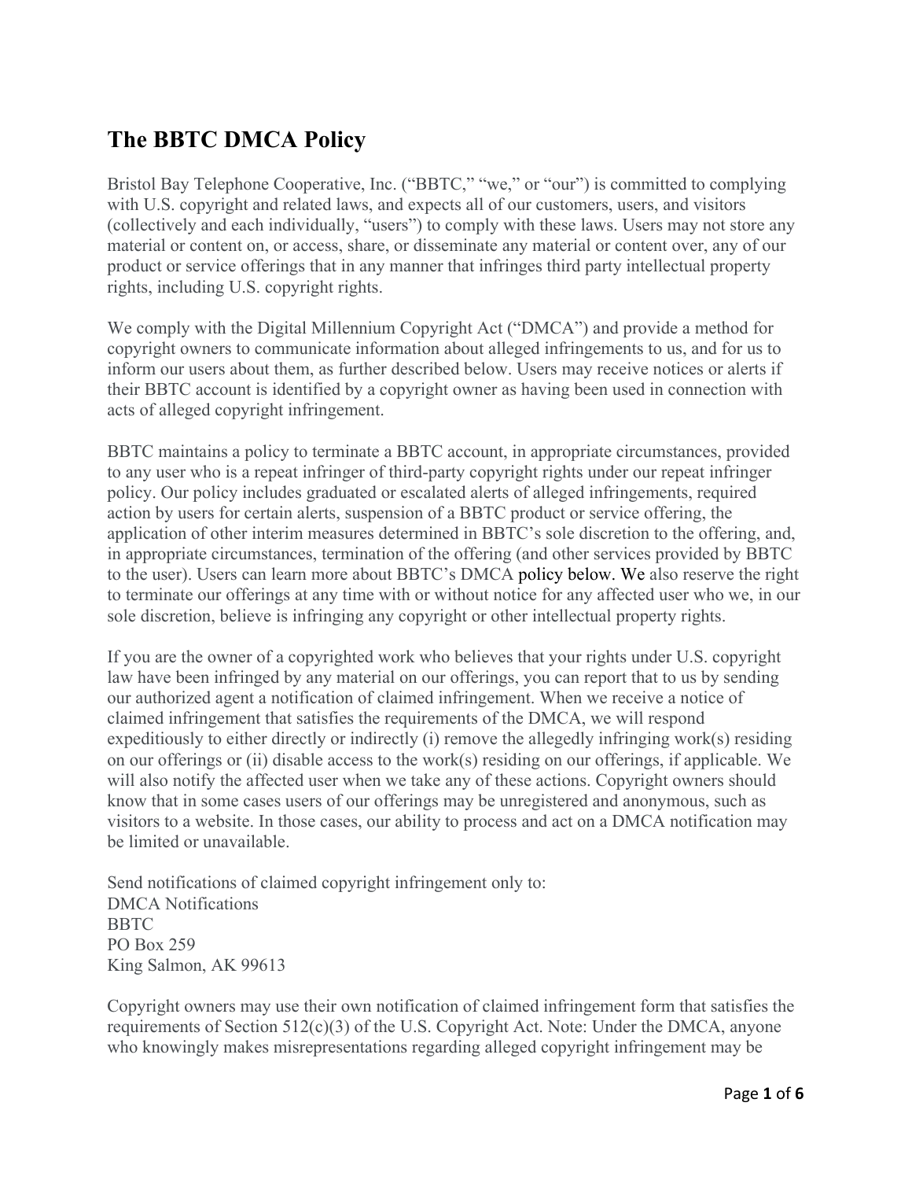# The BBTC DMCA Policy

Bristol Bay Telephone Cooperative, Inc. ("BBTC," "we," or "our") is committed to complying with U.S. copyright and related laws, and expects all of our customers, users, and visitors (collectively and each individually, "users") to comply with these laws. Users may not store any material or content on, or access, share, or disseminate any material or content over, any of our product or service offerings that in any manner that infringes third party intellectual property rights, including U.S. copyright rights.

We comply with the Digital Millennium Copyright Act ("DMCA") and provide a method for copyright owners to communicate information about alleged infringements to us, and for us to inform our users about them, as further described below. Users may receive notices or alerts if their BBTC account is identified by a copyright owner as having been used in connection with acts of alleged copyright infringement.

BBTC maintains a policy to terminate a BBTC account, in appropriate circumstances, provided to any user who is a repeat infringer of third-party copyright rights under our repeat infringer policy. Our policy includes graduated or escalated alerts of alleged infringements, required action by users for certain alerts, suspension of a BBTC product or service offering, the application of other interim measures determined in BBTC's sole discretion to the offering, and, in appropriate circumstances, termination of the offering (and other services provided by BBTC to the user). Users can learn more about BBTC's DMCA policy below. We also reserve the right to terminate our offerings at any time with or without notice for any affected user who we, in our sole discretion, believe is infringing any copyright or other intellectual property rights.

If you are the owner of a copyrighted work who believes that your rights under U.S. copyright law have been infringed by any material on our offerings, you can report that to us by sending our authorized agent a notification of claimed infringement. When we receive a notice of claimed infringement that satisfies the requirements of the DMCA, we will respond expeditiously to either directly or indirectly (i) remove the allegedly infringing work(s) residing on our offerings or (ii) disable access to the work(s) residing on our offerings, if applicable. We will also notify the affected user when we take any of these actions. Copyright owners should know that in some cases users of our offerings may be unregistered and anonymous, such as visitors to a website. In those cases, our ability to process and act on a DMCA notification may be limited or unavailable.

Send notifications of claimed copyright infringement only to:
DMCA Notifications
BBTC
PO Box 259
King Salmon, AK 99613

Copyright owners may use their own notification of claimed infringement form that satisfies the requirements of Section 512(c)(3) of the U.S. Copyright Act. Note: Under the DMCA, anyone who knowingly makes misrepresentations regarding alleged copyright infringement may be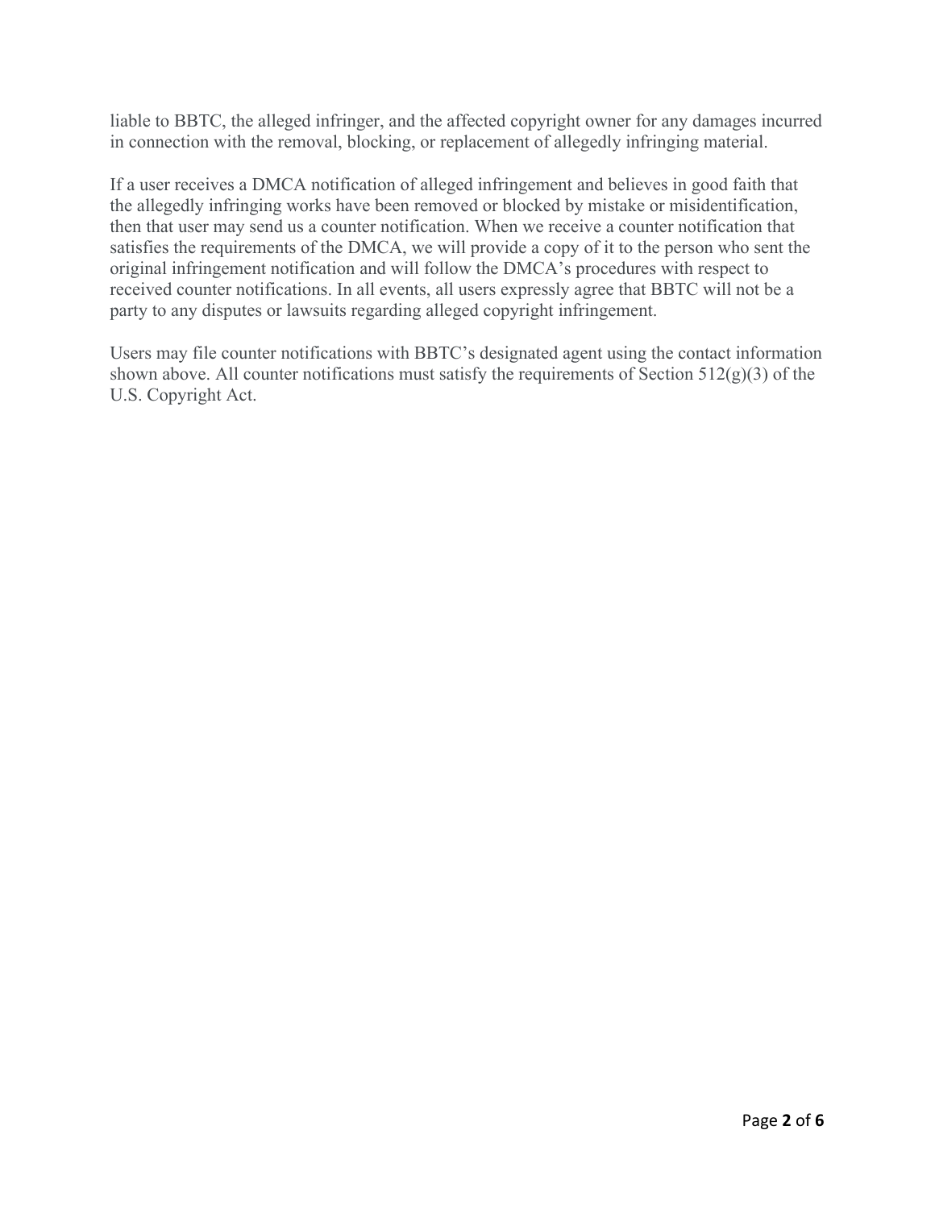liable to BBTC, the alleged infringer, and the affected copyright owner for any damages incurred in connection with the removal, blocking, or replacement of allegedly infringing material.

If a user receives a DMCA notification of alleged infringement and believes in good faith that the allegedly infringing works have been removed or blocked by mistake or misidentification, then that user may send us a counter notification. When we receive a counter notification that satisfies the requirements of the DMCA, we will provide a copy of it to the person who sent the original infringement notification and will follow the DMCA's procedures with respect to received counter notifications. In all events, all users expressly agree that BBTC will not be a party to any disputes or lawsuits regarding alleged copyright infringement.

Users may file counter notifications with BBTC's designated agent using the contact information shown above. All counter notifications must satisfy the requirements of Section 512(g)(3) of the U.S. Copyright Act.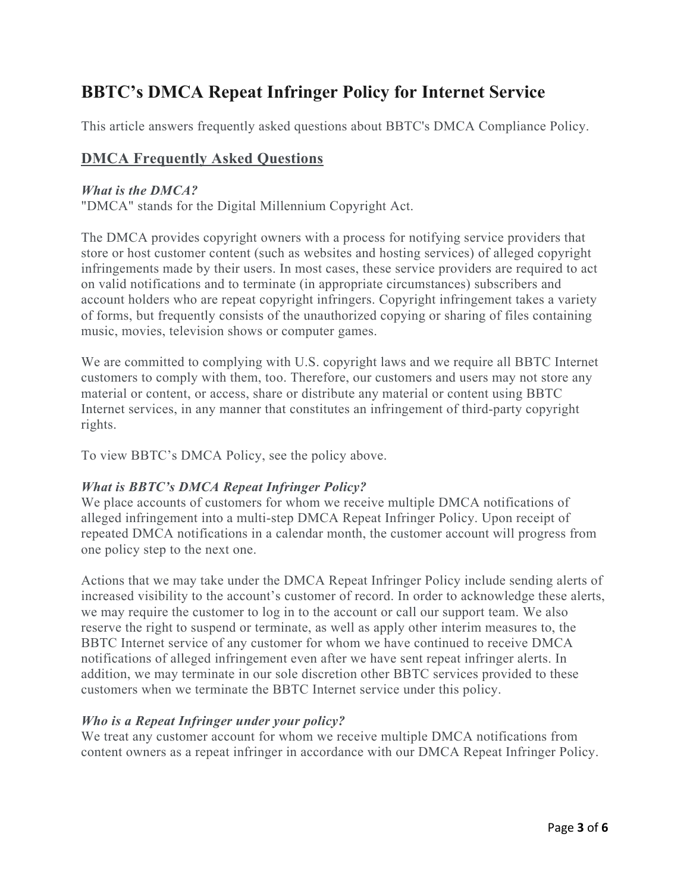# BBTC's DMCA Repeat Infringer Policy for Internet Service

This article answers frequently asked questions about BBTC's DMCA Compliance Policy.

## DMCA Frequently Asked Questions

***What is the DMCA?***
"DMCA" stands for the Digital Millennium Copyright Act.

The DMCA provides copyright owners with a process for notifying service providers that store or host customer content (such as websites and hosting services) of alleged copyright infringements made by their users. In most cases, these service providers are required to act on valid notifications and to terminate (in appropriate circumstances) subscribers and account holders who are repeat copyright infringers. Copyright infringement takes a variety of forms, but frequently consists of the unauthorized copying or sharing of files containing music, movies, television shows or computer games.

We are committed to complying with U.S. copyright laws and we require all BBTC Internet customers to comply with them, too. Therefore, our customers and users may not store any material or content, or access, share or distribute any material or content using BBTC Internet services, in any manner that constitutes an infringement of third-party copyright rights.

To view BBTC's DMCA Policy, see the policy above.

***What is BBTC's DMCA Repeat Infringer Policy?***
We place accounts of customers for whom we receive multiple DMCA notifications of alleged infringement into a multi-step DMCA Repeat Infringer Policy. Upon receipt of repeated DMCA notifications in a calendar month, the customer account will progress from one policy step to the next one.

Actions that we may take under the DMCA Repeat Infringer Policy include sending alerts of increased visibility to the account's customer of record. In order to acknowledge these alerts, we may require the customer to log in to the account or call our support team. We also reserve the right to suspend or terminate, as well as apply other interim measures to, the BBTC Internet service of any customer for whom we have continued to receive DMCA notifications of alleged infringement even after we have sent repeat infringer alerts. In addition, we may terminate in our sole discretion other BBTC services provided to these customers when we terminate the BBTC Internet service under this policy.

***Who is a Repeat Infringer under your policy?***
We treat any customer account for whom we receive multiple DMCA notifications from content owners as a repeat infringer in accordance with our DMCA Repeat Infringer Policy.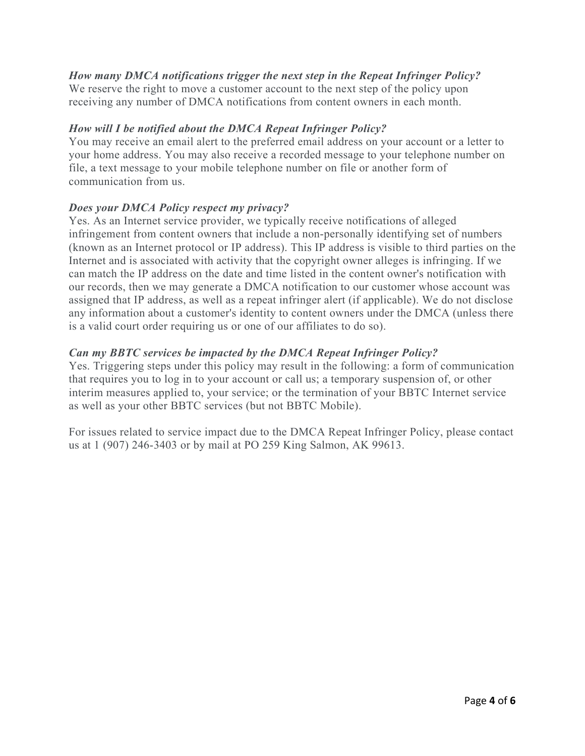***How many DMCA notifications trigger the next step in the Repeat Infringer Policy?***
We reserve the right to move a customer account to the next step of the policy upon receiving any number of DMCA notifications from content owners in each month.

***How will I be notified about the DMCA Repeat Infringer Policy?***
You may receive an email alert to the preferred email address on your account or a letter to your home address. You may also receive a recorded message to your telephone number on file, a text message to your mobile telephone number on file or another form of communication from us.

***Does your DMCA Policy respect my privacy?***
Yes. As an Internet service provider, we typically receive notifications of alleged infringement from content owners that include a non-personally identifying set of numbers (known as an Internet protocol or IP address). This IP address is visible to third parties on the Internet and is associated with activity that the copyright owner alleges is infringing. If we can match the IP address on the date and time listed in the content owner's notification with our records, then we may generate a DMCA notification to our customer whose account was assigned that IP address, as well as a repeat infringer alert (if applicable). We do not disclose any information about a customer's identity to content owners under the DMCA (unless there is a valid court order requiring us or one of our affiliates to do so).

***Can my BBTC services be impacted by the DMCA Repeat Infringer Policy?***
Yes. Triggering steps under this policy may result in the following: a form of communication that requires you to log in to your account or call us; a temporary suspension of, or other interim measures applied to, your service; or the termination of your BBTC Internet service as well as your other BBTC services (but not BBTC Mobile).

For issues related to service impact due to the DMCA Repeat Infringer Policy, please contact us at 1 (907) 246-3403 or by mail at PO 259 King Salmon, AK 99613.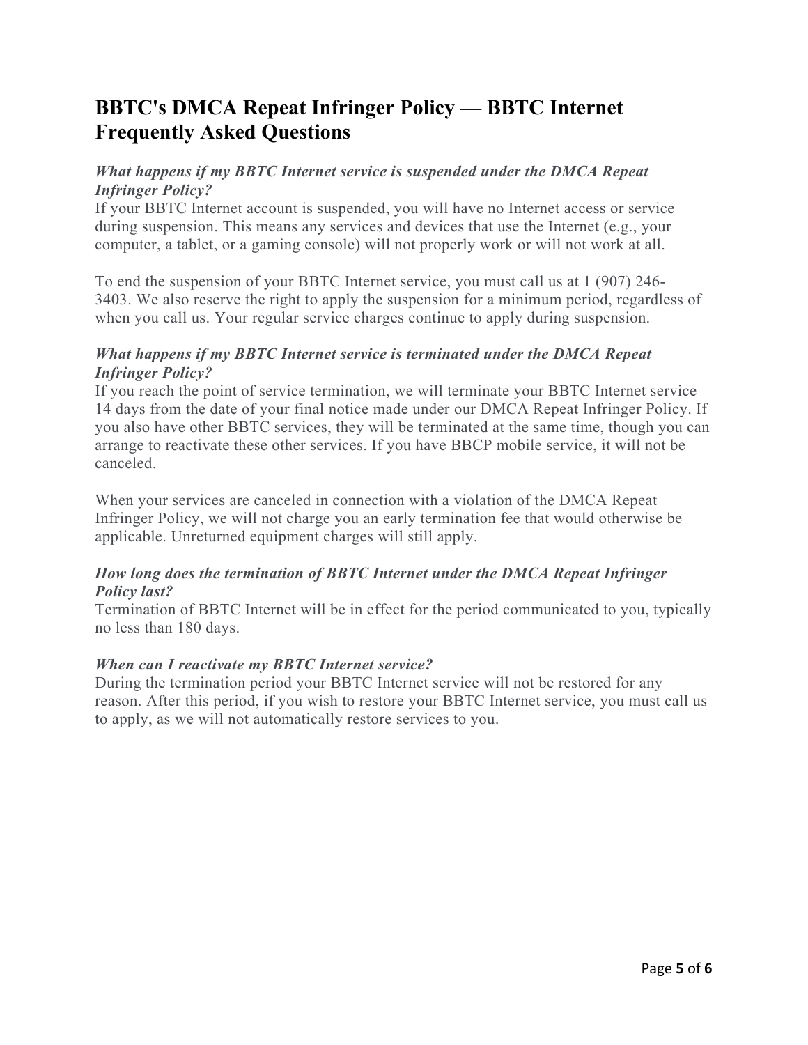# BBTC's DMCA Repeat Infringer Policy — BBTC Internet Frequently Asked Questions

***What happens if my BBTC Internet service is suspended under the DMCA Repeat Infringer Policy?***

If your BBTC Internet account is suspended, you will have no Internet access or service during suspension. This means any services and devices that use the Internet (e.g., your computer, a tablet, or a gaming console) will not properly work or will not work at all.

To end the suspension of your BBTC Internet service, you must call us at 1 (907) 246-3403. We also reserve the right to apply the suspension for a minimum period, regardless of when you call us. Your regular service charges continue to apply during suspension.

***What happens if my BBTC Internet service is terminated under the DMCA Repeat Infringer Policy?***

If you reach the point of service termination, we will terminate your BBTC Internet service 14 days from the date of your final notice made under our DMCA Repeat Infringer Policy. If you also have other BBTC services, they will be terminated at the same time, though you can arrange to reactivate these other services. If you have BBCP mobile service, it will not be canceled.

When your services are canceled in connection with a violation of the DMCA Repeat Infringer Policy, we will not charge you an early termination fee that would otherwise be applicable. Unreturned equipment charges will still apply.

***How long does the termination of BBTC Internet under the DMCA Repeat Infringer Policy last?***

Termination of BBTC Internet will be in effect for the period communicated to you, typically no less than 180 days.

***When can I reactivate my BBTC Internet service?***

During the termination period your BBTC Internet service will not be restored for any reason. After this period, if you wish to restore your BBTC Internet service, you must call us to apply, as we will not automatically restore services to you.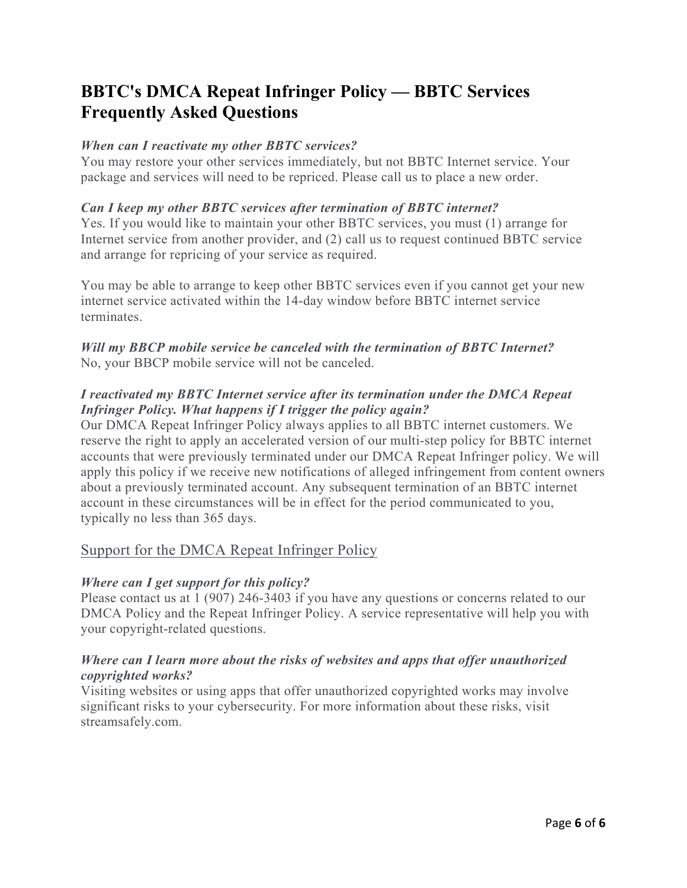# BBTC's DMCA Repeat Infringer Policy — BBTC Services Frequently Asked Questions

***When can I reactivate my other BBTC services?***

You may restore your other services immediately, but not BBTC Internet service. Your package and services will need to be repriced. Please call us to place a new order.

***Can I keep my other BBTC services after termination of BBTC internet?***

Yes. If you would like to maintain your other BBTC services, you must (1) arrange for Internet service from another provider, and (2) call us to request continued BBTC service and arrange for repricing of your service as required.

You may be able to arrange to keep other BBTC services even if you cannot get your new internet service activated within the 14-day window before BBTC internet service terminates.

***Will my BBCP mobile service be canceled with the termination of BBTC Internet?***

No, your BBCP mobile service will not be canceled.

***I reactivated my BBTC Internet service after its termination under the DMCA Repeat Infringer Policy. What happens if I trigger the policy again?***

Our DMCA Repeat Infringer Policy always applies to all BBTC internet customers. We reserve the right to apply an accelerated version of our multi-step policy for BBTC internet accounts that were previously terminated under our DMCA Repeat Infringer policy. We will apply this policy if we receive new notifications of alleged infringement from content owners about a previously terminated account. Any subsequent termination of an BBTC internet account in these circumstances will be in effect for the period communicated to you, typically no less than 365 days.

## Support for the DMCA Repeat Infringer Policy

***Where can I get support for this policy?***

Please contact us at 1 (907) 246-3403 if you have any questions or concerns related to our DMCA Policy and the Repeat Infringer Policy. A service representative will help you with your copyright-related questions.

***Where can I learn more about the risks of websites and apps that offer unauthorized copyrighted works?***

Visiting websites or using apps that offer unauthorized copyrighted works may involve significant risks to your cybersecurity. For more information about these risks, visit streamsafely.com.